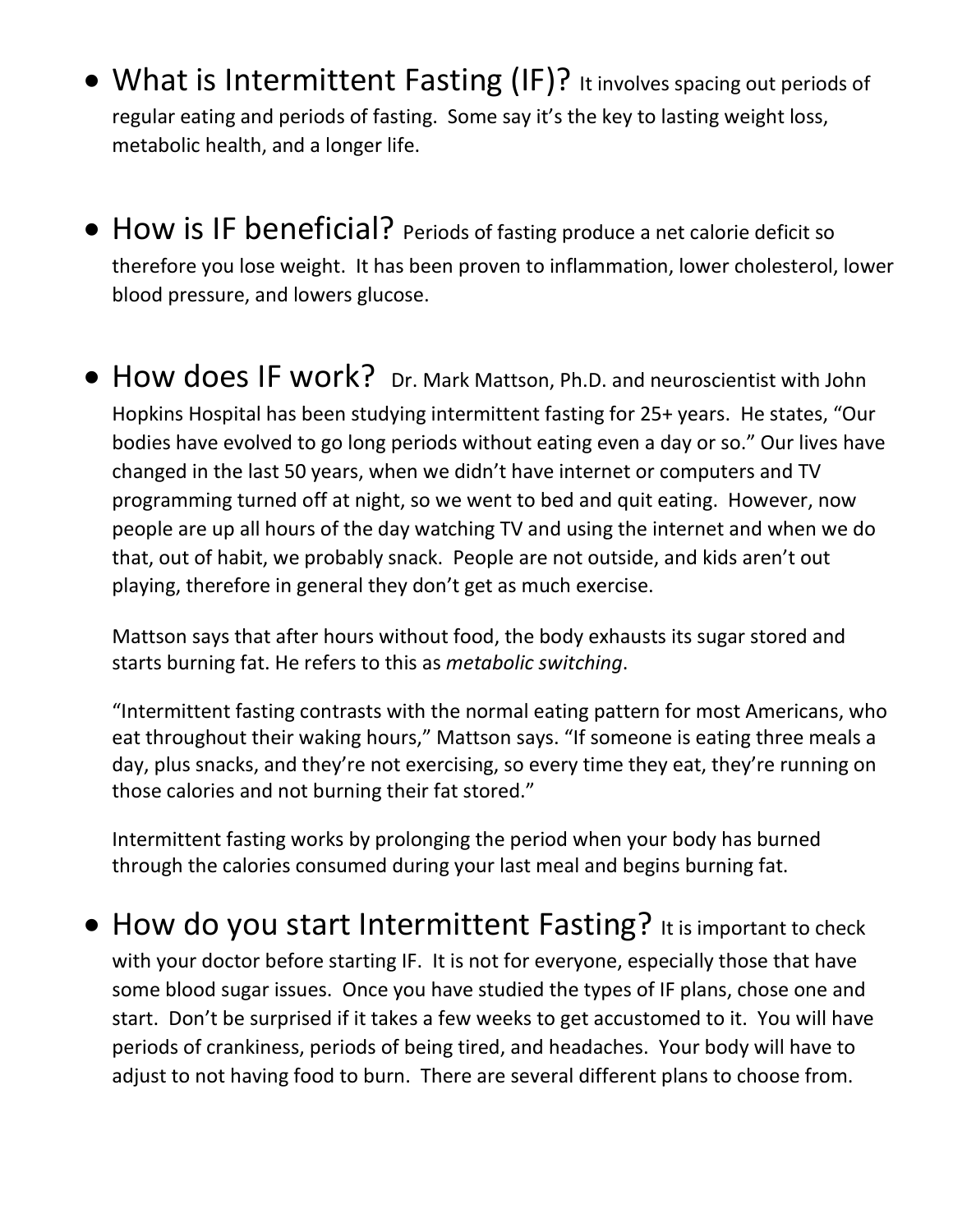- **What is Intermittent Fasting (IF)?** It involves spacing out periods of regular eating and periods of fasting. Some say it's the key to lasting weight loss, metabolic health, and a longer life.

- **How is IF beneficial?** Periods of fasting produce a net calorie deficit so therefore you lose weight. It has been proven to inflammation, lower cholesterol, lower blood pressure, and lowers glucose.

- **How does IF work?** Dr. Mark Mattson, Ph.D. and neuroscientist with John Hopkins Hospital has been studying intermittent fasting for 25+ years. He states, "Our bodies have evolved to go long periods without eating even a day or so." Our lives have changed in the last 50 years, when we didn't have internet or computers and TV programming turned off at night, so we went to bed and quit eating. However, now people are up all hours of the day watching TV and using the internet and when we do that, out of habit, we probably snack. People are not outside, and kids aren't out playing, therefore in general they don't get as much exercise.

  Mattson says that after hours without food, the body exhausts its sugar stored and starts burning fat. He refers to this as *metabolic switching*.

  "Intermittent fasting contrasts with the normal eating pattern for most Americans, who eat throughout their waking hours," Mattson says. "If someone is eating three meals a day, plus snacks, and they're not exercising, so every time they eat, they're running on those calories and not burning their fat stored."

  Intermittent fasting works by prolonging the period when your body has burned through the calories consumed during your last meal and begins burning fat.

- **How do you start Intermittent Fasting?** It is important to check with your doctor before starting IF. It is not for everyone, especially those that have some blood sugar issues. Once you have studied the types of IF plans, chose one and start. Don't be surprised if it takes a few weeks to get accustomed to it. You will have periods of crankiness, periods of being tired, and headaches. Your body will have to adjust to not having food to burn. There are several different plans to choose from.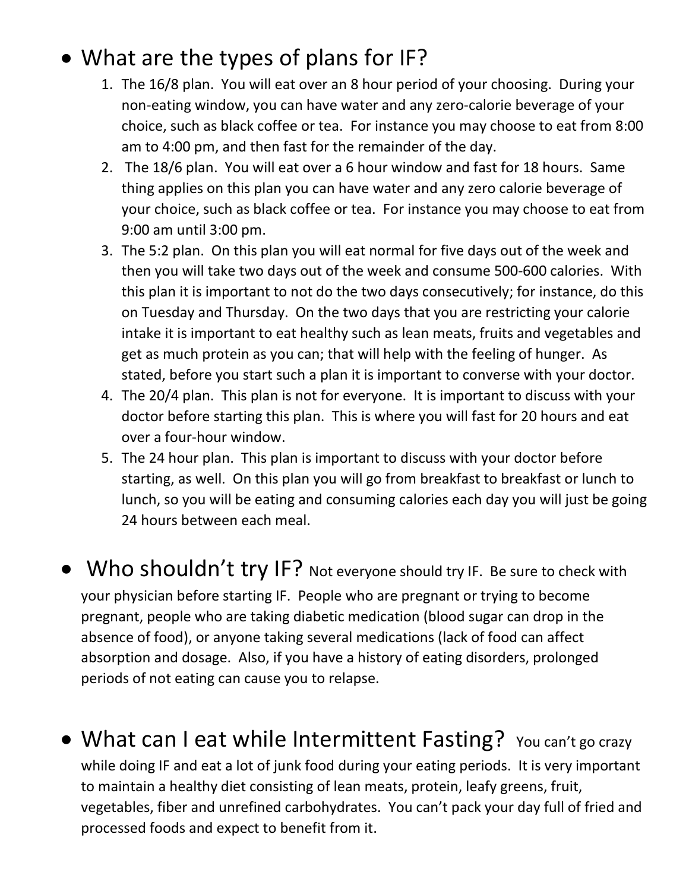- What are the types of plans for IF?
  1. The 16/8 plan. You will eat over an 8 hour period of your choosing. During your non-eating window, you can have water and any zero-calorie beverage of your choice, such as black coffee or tea. For instance you may choose to eat from 8:00 am to 4:00 pm, and then fast for the remainder of the day.
  2. The 18/6 plan. You will eat over a 6 hour window and fast for 18 hours. Same thing applies on this plan you can have water and any zero calorie beverage of your choice, such as black coffee or tea. For instance you may choose to eat from 9:00 am until 3:00 pm.
  3. The 5:2 plan. On this plan you will eat normal for five days out of the week and then you will take two days out of the week and consume 500-600 calories. With this plan it is important to not do the two days consecutively; for instance, do this on Tuesday and Thursday. On the two days that you are restricting your calorie intake it is important to eat healthy such as lean meats, fruits and vegetables and get as much protein as you can; that will help with the feeling of hunger. As stated, before you start such a plan it is important to converse with your doctor.
  4. The 20/4 plan. This plan is not for everyone. It is important to discuss with your doctor before starting this plan. This is where you will fast for 20 hours and eat over a four-hour window.
  5. The 24 hour plan. This plan is important to discuss with your doctor before starting, as well. On this plan you will go from breakfast to breakfast or lunch to lunch, so you will be eating and consuming calories each day you will just be going 24 hours between each meal.

- Who shouldn't try IF? Not everyone should try IF. Be sure to check with your physician before starting IF. People who are pregnant or trying to become pregnant, people who are taking diabetic medication (blood sugar can drop in the absence of food), or anyone taking several medications (lack of food can affect absorption and dosage. Also, if you have a history of eating disorders, prolonged periods of not eating can cause you to relapse.

- What can I eat while Intermittent Fasting? You can't go crazy while doing IF and eat a lot of junk food during your eating periods. It is very important to maintain a healthy diet consisting of lean meats, protein, leafy greens, fruit, vegetables, fiber and unrefined carbohydrates. You can't pack your day full of fried and processed foods and expect to benefit from it.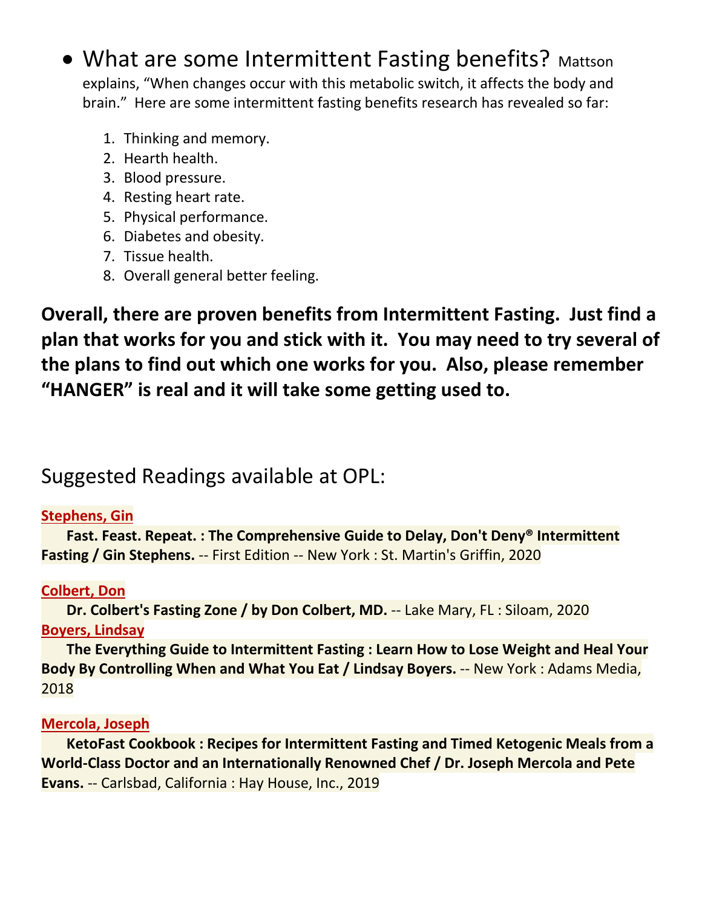- What are some Intermittent Fasting benefits? Mattson explains, "When changes occur with this metabolic switch, it affects the body and brain." Here are some intermittent fasting benefits research has revealed so far:

  1. Thinking and memory.
  2. Hearth health.
  3. Blood pressure.
  4. Resting heart rate.
  5. Physical performance.
  6. Diabetes and obesity.
  7. Tissue health.
  8. Overall general better feeling.

**Overall, there are proven benefits from Intermittent Fasting. Just find a plan that works for you and stick with it. You may need to try several of the plans to find out which one works for you. Also, please remember "HANGER" is real and it will take some getting used to.**

## Suggested Readings available at OPL:

**Stephens, Gin**

**Fast. Feast. Repeat. : The Comprehensive Guide to Delay, Don't Deny® Intermittent Fasting / Gin Stephens.** -- First Edition -- New York : St. Martin's Griffin, 2020

**Colbert, Don**

**Dr. Colbert's Fasting Zone / by Don Colbert, MD.** -- Lake Mary, FL : Siloam, 2020

**Boyers, Lindsay**

**The Everything Guide to Intermittent Fasting : Learn How to Lose Weight and Heal Your Body By Controlling When and What You Eat / Lindsay Boyers.** -- New York : Adams Media, 2018

**Mercola, Joseph**

**KetoFast Cookbook : Recipes for Intermittent Fasting and Timed Ketogenic Meals from a World-Class Doctor and an Internationally Renowned Chef / Dr. Joseph Mercola and Pete Evans.** -- Carlsbad, California : Hay House, Inc., 2019